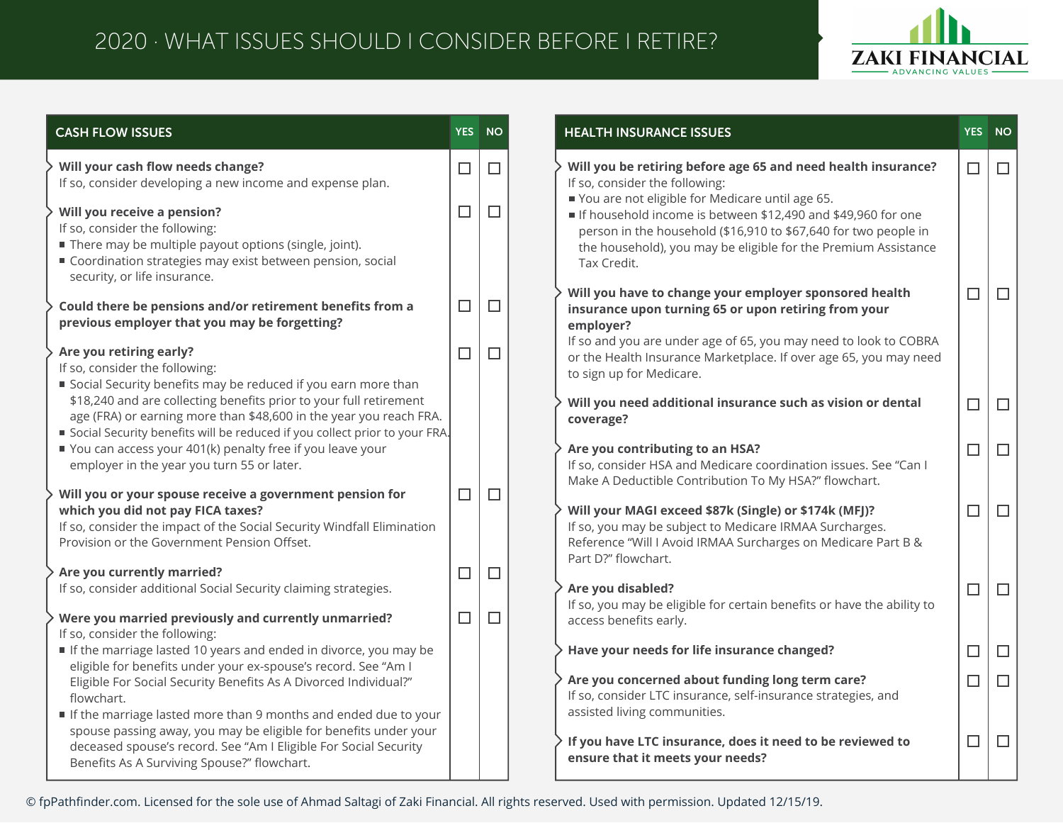# 2020 · WHAT ISSUES SHOULD I CONSIDER BEFORE I RETIRE?

ZAKI FINANCIAL — ADVANCING VALUES

## CASH FLOW ISSUES

| CASH FLOW ISSUES | YES | NO |
|---|---|---|
| **Will your cash flow needs change?**<br>If so, consider developing a new income and expense plan. | ☐ | ☐ |
| **Will you receive a pension?**<br>If so, consider the following:<br>■ There may be multiple payout options (single, joint).<br>■ Coordination strategies may exist between pension, social security, or life insurance. | ☐ | ☐ |
| **Could there be pensions and/or retirement benefits from a previous employer that you may be forgetting?** | ☐ | ☐ |
| **Are you retiring early?**<br>If so, consider the following:<br>■ Social Security benefits may be reduced if you earn more than $18,240 and are collecting benefits prior to your full retirement age (FRA) or earning more than $48,600 in the year you reach FRA.<br>■ Social Security benefits will be reduced if you collect prior to your FRA.<br>■ You can access your 401(k) penalty free if you leave your employer in the year you turn 55 or later. | ☐ | ☐ |
| **Will you or your spouse receive a government pension for which you did not pay FICA taxes?**<br>If so, consider the impact of the Social Security Windfall Elimination Provision or the Government Pension Offset. | ☐ | ☐ |
| **Are you currently married?**<br>If so, consider additional Social Security claiming strategies. | ☐ | ☐ |
| **Were you married previously and currently unmarried?**<br>If so, consider the following:<br>■ If the marriage lasted 10 years and ended in divorce, you may be eligible for benefits under your ex-spouse's record. See "Am I Eligible For Social Security Benefits As A Divorced Individual?" flowchart.<br>■ If the marriage lasted more than 9 months and ended due to your spouse passing away, you may be eligible for benefits under your deceased spouse's record. See "Am I Eligible For Social Security Benefits As A Surviving Spouse?" flowchart. | ☐ | ☐ |

## HEALTH INSURANCE ISSUES

| HEALTH INSURANCE ISSUES | YES | NO |
|---|---|---|
| **Will you be retiring before age 65 and need health insurance?**<br>If so, consider the following:<br>■ You are not eligible for Medicare until age 65.<br>■ If household income is between $12,490 and $49,960 for one person in the household ($16,910 to $67,640 for two people in the household), you may be eligible for the Premium Assistance Tax Credit. | ☐ | ☐ |
| **Will you have to change your employer sponsored health insurance upon turning 65 or upon retiring from your employer?**<br>If so and you are under age of 65, you may need to look to COBRA or the Health Insurance Marketplace. If over age 65, you may need to sign up for Medicare. | ☐ | ☐ |
| **Will you need additional insurance such as vision or dental coverage?** | ☐ | ☐ |
| **Are you contributing to an HSA?**<br>If so, consider HSA and Medicare coordination issues. See "Can I Make A Deductible Contribution To My HSA?" flowchart. | ☐ | ☐ |
| **Will your MAGI exceed $87k (Single) or $174k (MFJ)?**<br>If so, you may be subject to Medicare IRMAA Surcharges. Reference "Will I Avoid IRMAA Surcharges on Medicare Part B & Part D?" flowchart. | ☐ | ☐ |
| **Are you disabled?**<br>If so, you may be eligible for certain benefits or have the ability to access benefits early. | ☐ | ☐ |
| **Have your needs for life insurance changed?** | ☐ | ☐ |
| **Are you concerned about funding long term care?**<br>If so, consider LTC insurance, self-insurance strategies, and assisted living communities. | ☐ | ☐ |
| **If you have LTC insurance, does it need to be reviewed to ensure that it meets your needs?** | ☐ | ☐ |

© fpPathfinder.com. Licensed for the sole use of Ahmad Saltagi of Zaki Financial. All rights reserved. Used with permission. Updated 12/15/19.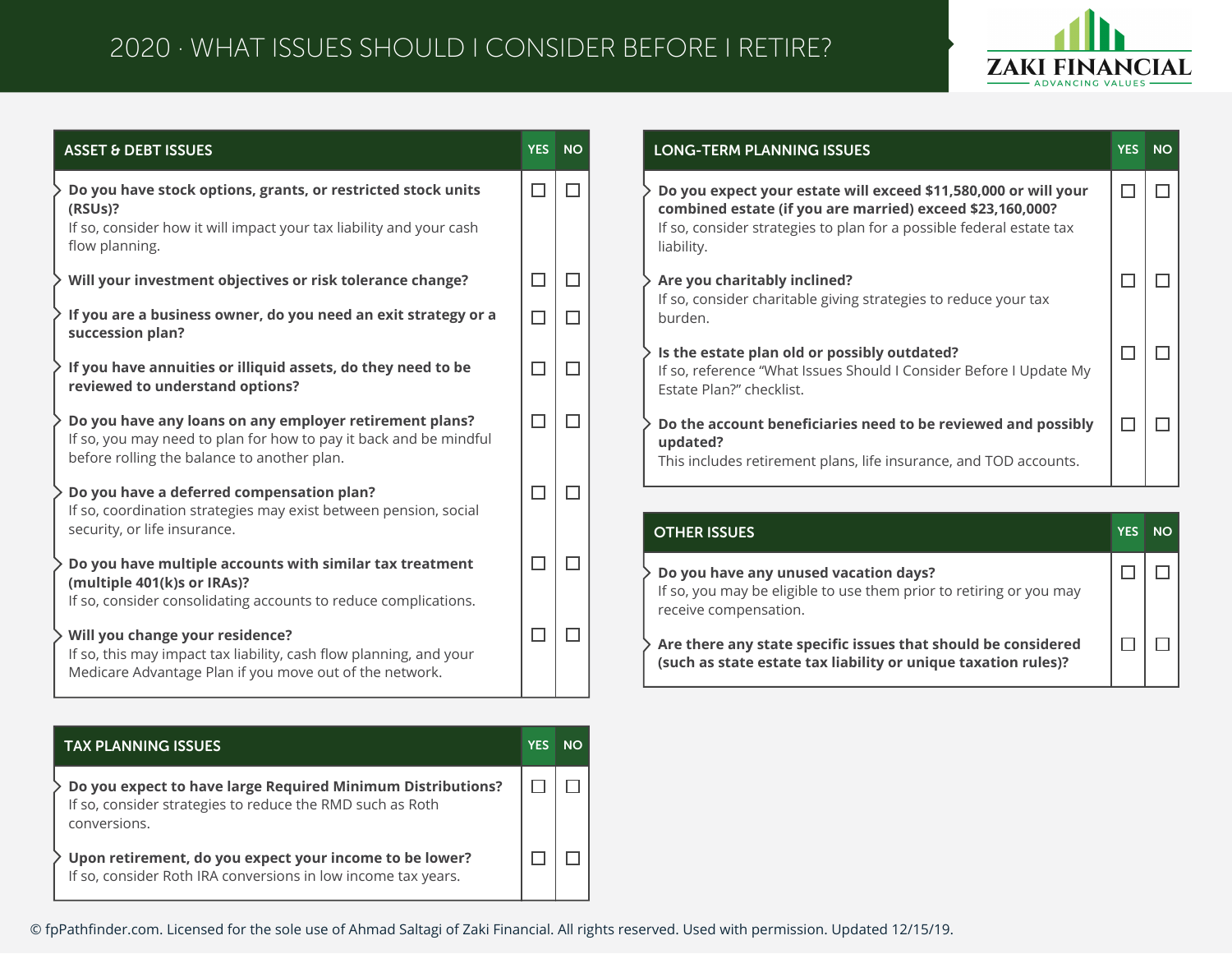# 2020 · WHAT ISSUES SHOULD I CONSIDER BEFORE I RETIRE?

ZAKI FINANCIAL
ADVANCING VALUES

| ASSET & DEBT ISSUES | YES | NO |
|---|---|---|
| **Do you have stock options, grants, or restricted stock units (RSUs)?** If so, consider how it will impact your tax liability and your cash flow planning. | ☐ | ☐ |
| **Will your investment objectives or risk tolerance change?** | ☐ | ☐ |
| **If you are a business owner, do you need an exit strategy or a succession plan?** | ☐ | ☐ |
| **If you have annuities or illiquid assets, do they need to be reviewed to understand options?** | ☐ | ☐ |
| **Do you have any loans on any employer retirement plans?** If so, you may need to plan for how to pay it back and be mindful before rolling the balance to another plan. | ☐ | ☐ |
| **Do you have a deferred compensation plan?** If so, coordination strategies may exist between pension, social security, or life insurance. | ☐ | ☐ |
| **Do you have multiple accounts with similar tax treatment (multiple 401(k)s or IRAs)?** If so, consider consolidating accounts to reduce complications. | ☐ | ☐ |
| **Will you change your residence?** If so, this may impact tax liability, cash flow planning, and your Medicare Advantage Plan if you move out of the network. | ☐ | ☐ |

| TAX PLANNING ISSUES | YES | NO |
|---|---|---|
| **Do you expect to have large Required Minimum Distributions?** If so, consider strategies to reduce the RMD such as Roth conversions. | ☐ | ☐ |
| **Upon retirement, do you expect your income to be lower?** If so, consider Roth IRA conversions in low income tax years. | ☐ | ☐ |

| LONG-TERM PLANNING ISSUES | YES | NO |
|---|---|---|
| **Do you expect your estate will exceed $11,580,000 or will your combined estate (if you are married) exceed $23,160,000?** If so, consider strategies to plan for a possible federal estate tax liability. | ☐ | ☐ |
| **Are you charitably inclined?** If so, consider charitable giving strategies to reduce your tax burden. | ☐ | ☐ |
| **Is the estate plan old or possibly outdated?** If so, reference "What Issues Should I Consider Before I Update My Estate Plan?" checklist. | ☐ | ☐ |
| **Do the account beneficiaries need to be reviewed and possibly updated?** This includes retirement plans, life insurance, and TOD accounts. | ☐ | ☐ |

| OTHER ISSUES | YES | NO |
|---|---|---|
| **Do you have any unused vacation days?** If so, you may be eligible to use them prior to retiring or you may receive compensation. | ☐ | ☐ |
| **Are there any state specific issues that should be considered (such as state estate tax liability or unique taxation rules)?** | ☐ | ☐ |

© fpPathfinder.com. Licensed for the sole use of Ahmad Saltagi of Zaki Financial. All rights reserved. Used with permission. Updated 12/15/19.